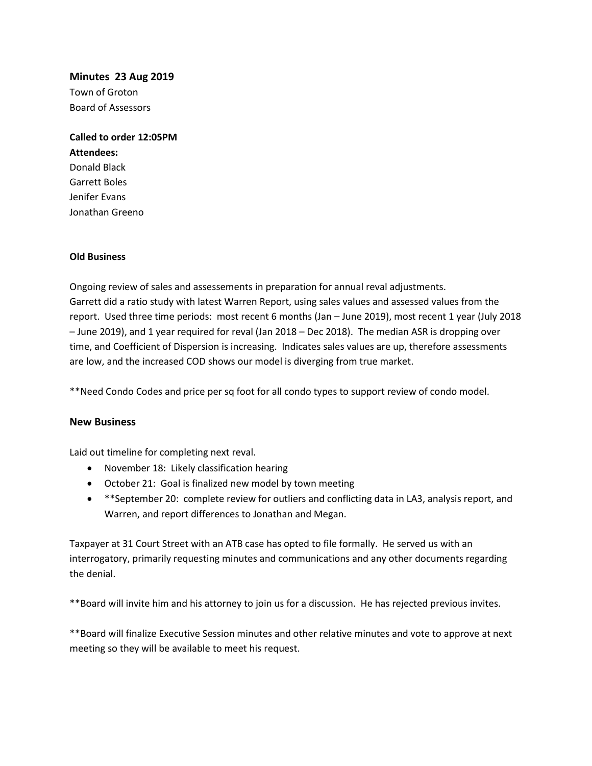### Minutes 23 Aug 2019

Town of Groton
Board of Assessors

**Called to order 12:05PM**
**Attendees:**
Donald Black
Garrett Boles
Jenifer Evans
Jonathan Greeno

**Old Business**

Ongoing review of sales and assessements in preparation for annual reval adjustments.
Garrett did a ratio study with latest Warren Report, using sales values and assessed values from the report. Used three time periods: most recent 6 months (Jan – June 2019), most recent 1 year (July 2018 – June 2019), and 1 year required for reval (Jan 2018 – Dec 2018). The median ASR is dropping over time, and Coefficient of Dispersion is increasing. Indicates sales values are up, therefore assessments are low, and the increased COD shows our model is diverging from true market.

**Need Condo Codes and price per sq foot for all condo types to support review of condo model.

### New Business

Laid out timeline for completing next reval.

- November 18: Likely classification hearing
- October 21: Goal is finalized new model by town meeting
- **September 20: complete review for outliers and conflicting data in LA3, analysis report, and Warren, and report differences to Jonathan and Megan.

Taxpayer at 31 Court Street with an ATB case has opted to file formally. He served us with an interrogatory, primarily requesting minutes and communications and any other documents regarding the denial.

**Board will invite him and his attorney to join us for a discussion. He has rejected previous invites.

**Board will finalize Executive Session minutes and other relative minutes and vote to approve at next meeting so they will be available to meet his request.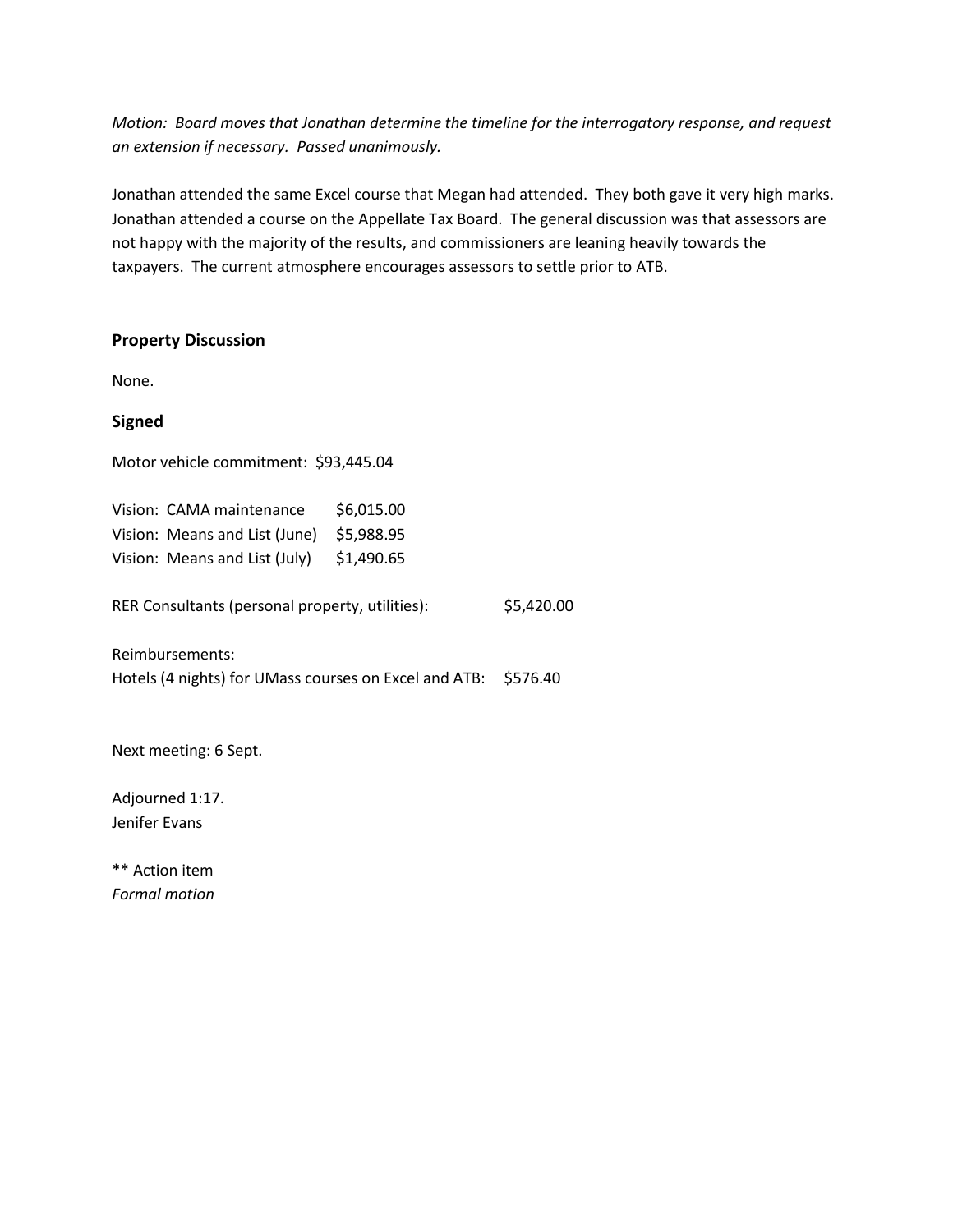*Motion: Board moves that Jonathan determine the timeline for the interrogatory response, and request an extension if necessary. Passed unanimously.*

Jonathan attended the same Excel course that Megan had attended. They both gave it very high marks. Jonathan attended a course on the Appellate Tax Board. The general discussion was that assessors are not happy with the majority of the results, and commissioners are leaning heavily towards the taxpayers. The current atmosphere encourages assessors to settle prior to ATB.

## Property Discussion

None.

## Signed

Motor vehicle commitment: $93,445.04

| | |
|---|---|
| Vision: CAMA maintenance | $6,015.00 |
| Vision: Means and List (June) | $5,988.95 |
| Vision: Means and List (July) | $1,490.65 |

RER Consultants (personal property, utilities): $5,420.00

Reimbursements:
Hotels (4 nights) for UMass courses on Excel and ATB: $576.40

Next meeting: 6 Sept.

Adjourned 1:17.
Jenifer Evans

** Action item
*Formal motion*